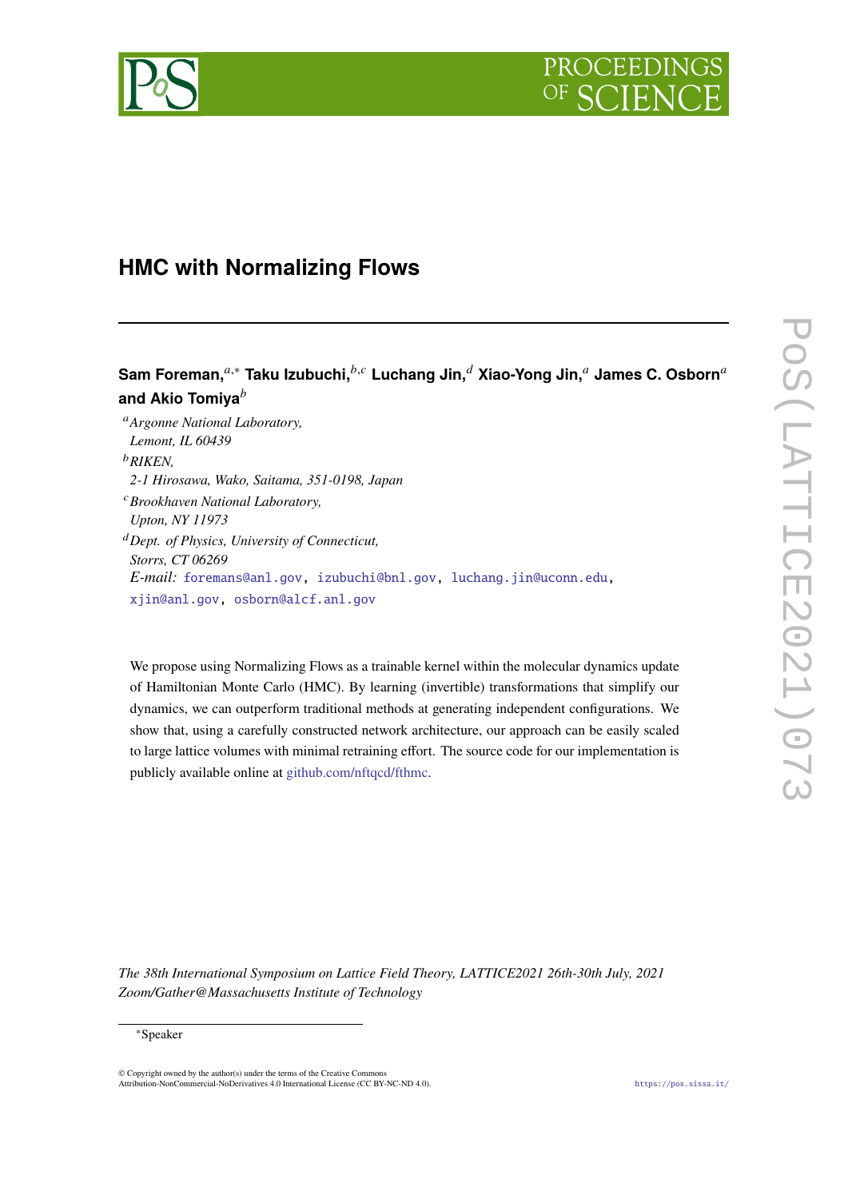# HMC with Normalizing Flows

**Sam Foreman,[a,*] Taku Izubuchi,[b,c] Luchang Jin,[d] Xiao-Yong Jin,[a] James C. Osborn[a] and Akio Tomiya[b]**

[a] *Argonne National Laboratory, Lemont, IL 60439*

[b] *RIKEN, 2-1 Hirosawa, Wako, Saitama, 351-0198, Japan*

[c] *Brookhaven National Laboratory, Upton, NY 11973*

[d] *Dept. of Physics, University of Connecticut, Storrs, CT 06269*

*E-mail:* foremans@anl.gov, izubuchi@bnl.gov, luchang.jin@uconn.edu, xjin@anl.gov, osborn@alcf.anl.gov

We propose using Normalizing Flows as a trainable kernel within the molecular dynamics update of Hamiltonian Monte Carlo (HMC). By learning (invertible) transformations that simplify our dynamics, we can outperform traditional methods at generating independent configurations. We show that, using a carefully constructed network architecture, our approach can be easily scaled to large lattice volumes with minimal retraining effort. The source code for our implementation is publicly available online at github.com/nftqcd/fthmc.

*The 38th International Symposium on Lattice Field Theory, LATTICE2021 26th-30th July, 2021 Zoom/Gather@Massachusetts Institute of Technology*

[*] Speaker

© Copyright owned by the author(s) under the terms of the Creative Commons Attribution-NonCommercial-NoDerivatives 4.0 International License (CC BY-NC-ND 4.0).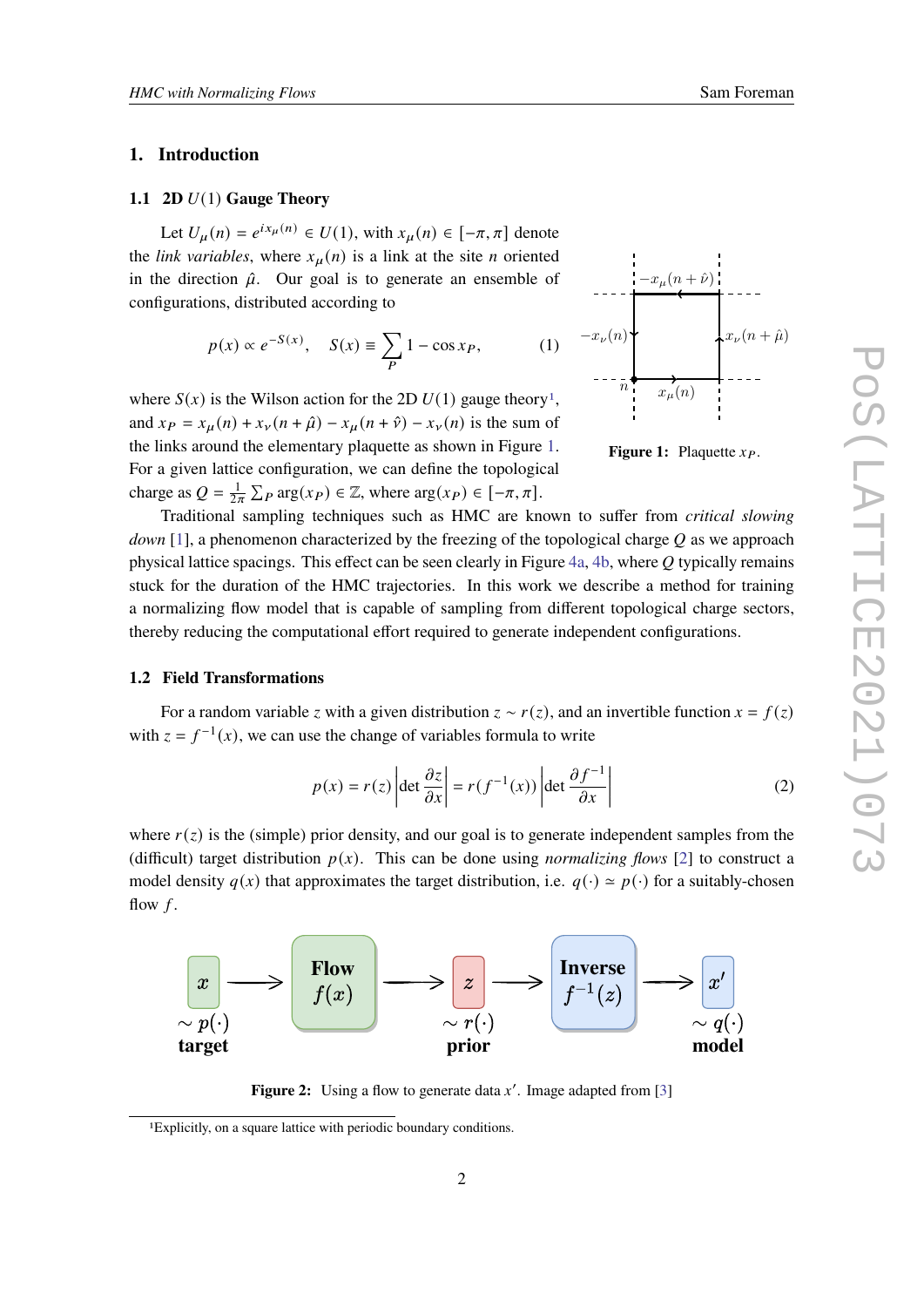## 1. Introduction

### 1.1 2D $U(1)$ Gauge Theory

Let $U_\mu(n) = e^{i x_\mu(n)} \in U(1)$, with $x_\mu(n) \in [-\pi, \pi]$ denote the *link variables*, where $x_\mu(n)$ is a link at the site $n$ oriented in the direction $\hat{\mu}$. Our goal is to generate an ensemble of configurations, distributed according to

$$p(x) \propto e^{-S(x)}, \quad S(x) \equiv \sum_P 1 - \cos x_P, \tag{1}$$

where $S(x)$ is the Wilson action for the 2D $U(1)$ gauge theory[1], and $x_P = x_\mu(n) + x_\nu(n+\hat{\mu}) - x_\mu(n+\hat{\nu}) - x_\nu(n)$ is the sum of the links around the elementary plaquette as shown in Figure 1. For a given lattice configuration, we can define the topological charge as $Q = \frac{1}{2\pi}\sum_P \arg(x_P) \in \mathbb{Z}$, where $\arg(x_P) \in [-\pi, \pi]$.

**Figure 1:** Plaquette $x_P$.

Traditional sampling techniques such as HMC are known to suffer from *critical slowing down* [1], a phenomenon characterized by the freezing of the topological charge $Q$ as we approach physical lattice spacings. This effect can be seen clearly in Figure 4a, 4b, where $Q$ typically remains stuck for the duration of the HMC trajectories. In this work we describe a method for training a normalizing flow model that is capable of sampling from different topological charge sectors, thereby reducing the computational effort required to generate independent configurations.

### 1.2 Field Transformations

For a random variable $z$ with a given distribution $z \sim r(z)$, and an invertible function $x = f(z)$ with $z = f^{-1}(x)$, we can use the change of variables formula to write

$$p(x) = r(z)\left|\det \frac{\partial z}{\partial x}\right| = r(f^{-1}(x))\left|\det \frac{\partial f^{-1}}{\partial x}\right| \tag{2}$$

where $r(z)$ is the (simple) prior density, and our goal is to generate independent samples from the (difficult) target distribution $p(x)$. This can be done using *normalizing flows* [2] to construct a model density $q(x)$ that approximates the target distribution, i.e. $q(\cdot) \simeq p(\cdot)$ for a suitably-chosen flow $f$.

**Figure 2:** Using a flow to generate data $x'$. Image adapted from [3]

[1] Explicitly, on a square lattice with periodic boundary conditions.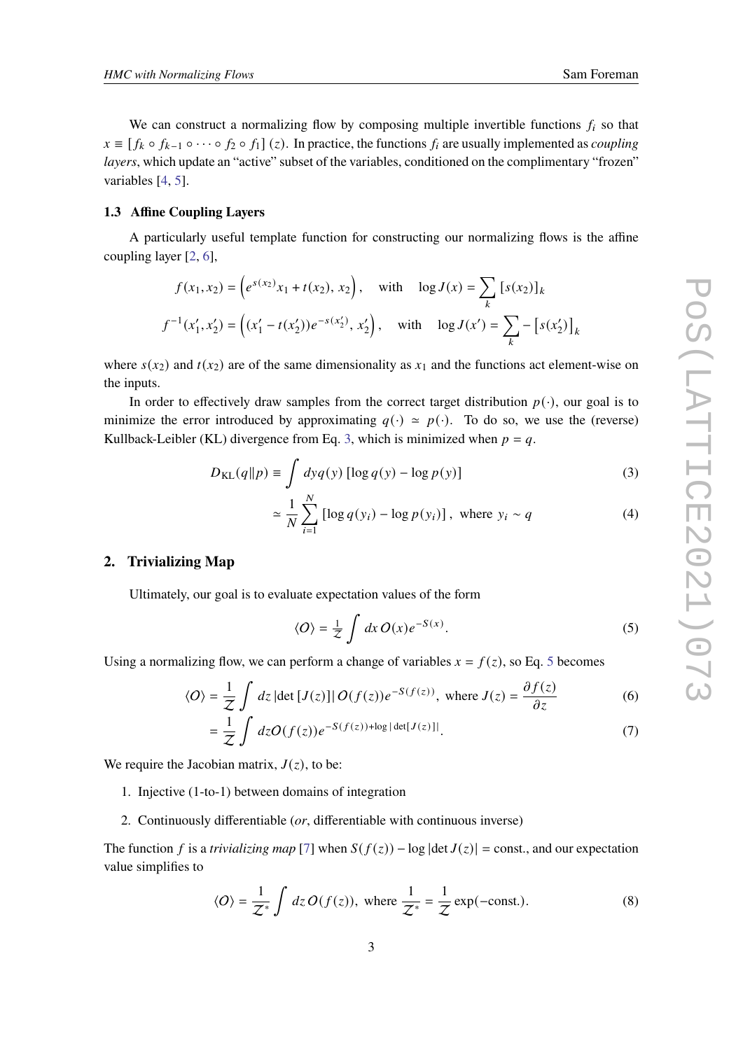We can construct a normalizing flow by composing multiple invertible functions $f_i$ so that $x \equiv [f_k \circ f_{k-1} \circ \cdots \circ f_2 \circ f_1](z)$. In practice, the functions $f_i$ are usually implemented as *coupling layers*, which update an "active" subset of the variables, conditioned on the complimentary "frozen" variables [4, 5].

### 1.3 Affine Coupling Layers

A particularly useful template function for constructing our normalizing flows is the affine coupling layer [2, 6],

$$f(x_1, x_2) = \left(e^{s(x_2)}x_1 + t(x_2),\, x_2\right), \quad \text{with} \quad \log J(x) = \sum_k [s(x_2)]_k$$

$$f^{-1}(x_1', x_2') = \left((x_1' - t(x_2'))e^{-s(x_2')},\, x_2'\right), \quad \text{with} \quad \log J(x') = \sum_k -\left[s(x_2')\right]_k$$

where $s(x_2)$ and $t(x_2)$ are of the same dimensionality as $x_1$ and the functions act element-wise on the inputs.

In order to effectively draw samples from the correct target distribution $p(\cdot)$, our goal is to minimize the error introduced by approximating $q(\cdot) \simeq p(\cdot)$. To do so, we use the (reverse) Kullback-Leibler (KL) divergence from Eq. 3, which is minimized when $p = q$.

$$D_{\mathrm{KL}}(q\|p) \equiv \int dy q(y) \left[\log q(y) - \log p(y)\right] \tag{3}$$

$$\simeq \frac{1}{N}\sum_{i=1}^{N}\left[\log q(y_i) - \log p(y_i)\right], \text{ where } y_i \sim q \tag{4}$$

## 2. Trivializing Map

Ultimately, our goal is to evaluate expectation values of the form

$$\langle O \rangle = \tfrac{1}{\mathcal{Z}} \int dx\, O(x) e^{-S(x)}. \tag{5}$$

Using a normalizing flow, we can perform a change of variables $x = f(z)$, so Eq. 5 becomes

$$\langle O \rangle = \frac{1}{\mathcal{Z}} \int dz \left|\det\left[J(z)\right]\right| O(f(z)) e^{-S(f(z))}, \text{ where } J(z) = \frac{\partial f(z)}{\partial z} \tag{6}$$

$$= \frac{1}{\mathcal{Z}} \int dz O(f(z)) e^{-S(f(z)) + \log|\det[J(z)]|}. \tag{7}$$

We require the Jacobian matrix, $J(z)$, to be:

1. Injective (1-to-1) between domains of integration
2. Continuously differentiable (*or*, differentiable with continuous inverse)

The function $f$ is a *trivializing map* [7] when $S(f(z)) - \log|\det J(z)| = \text{const.}$, and our expectation value simplifies to

$$\langle O \rangle = \frac{1}{\mathcal{Z}^*} \int dz\, O(f(z)), \text{ where } \frac{1}{\mathcal{Z}^*} = \frac{1}{\mathcal{Z}} \exp(-\text{const.}). \tag{8}$$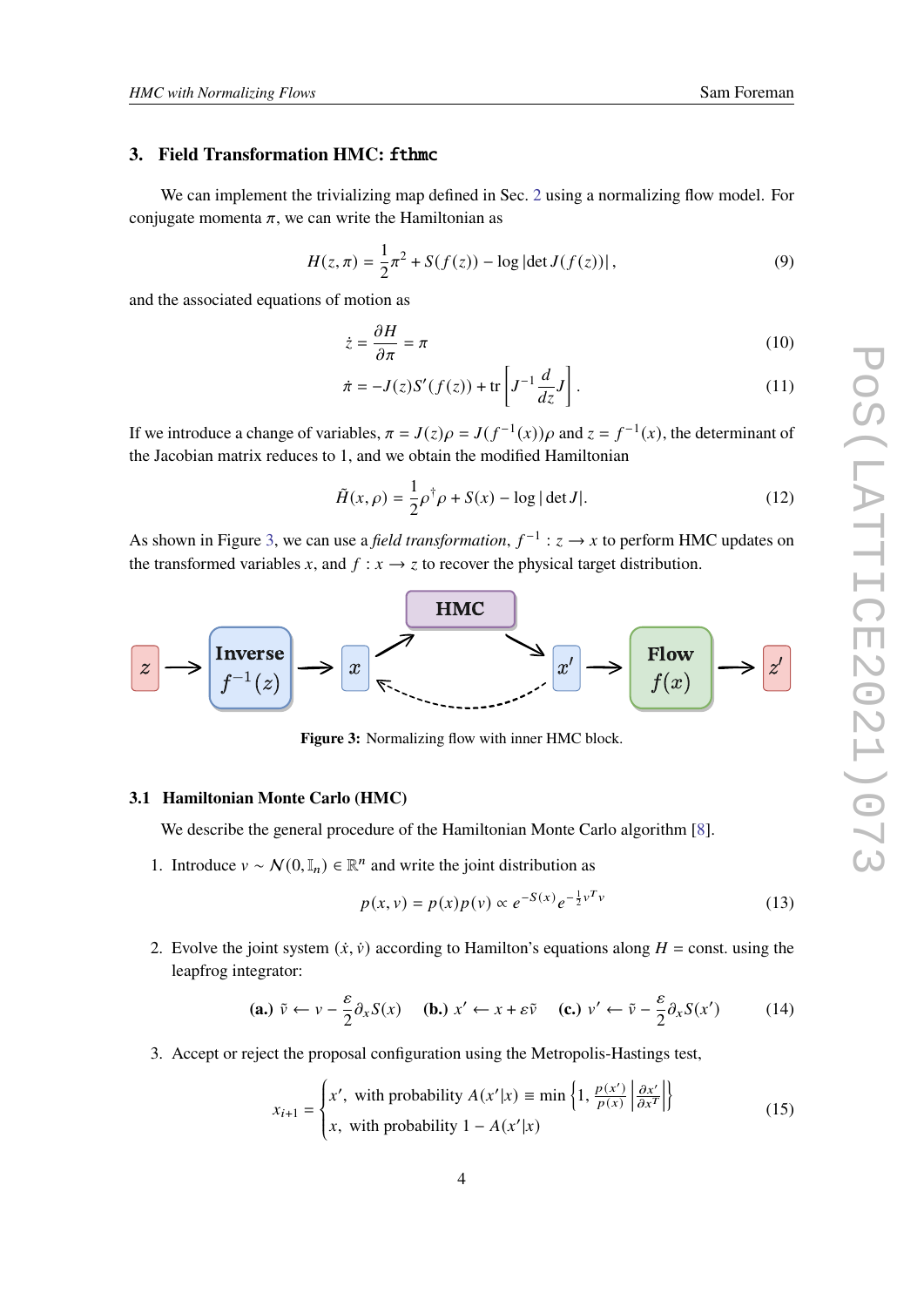## 3. Field Transformation HMC: `fthmc`

We can implement the trivializing map defined in Sec. 2 using a normalizing flow model. For conjugate momenta $\pi$, we can write the Hamiltonian as

$$H(z, \pi) = \frac{1}{2}\pi^2 + S(f(z)) - \log|\det J(f(z))|\,, \tag{9}$$

and the associated equations of motion as

$$\dot{z} = \frac{\partial H}{\partial \pi} = \pi \tag{10}$$

$$\dot{\pi} = -J(z)S'(f(z)) + \mathrm{tr}\left[J^{-1}\frac{d}{dz}J\right]. \tag{11}$$

If we introduce a change of variables, $\pi = J(z)\rho = J(f^{-1}(x))\rho$ and $z = f^{-1}(x)$, the determinant of the Jacobian matrix reduces to 1, and we obtain the modified Hamiltonian

$$\tilde{H}(x, \rho) = \frac{1}{2}\rho^\dagger\rho + S(x) - \log|\det J|. \tag{12}$$

As shown in Figure 3, we can use a *field transformation*, $f^{-1} : z \to x$ to perform HMC updates on the transformed variables $x$, and $f : x \to z$ to recover the physical target distribution.

**Figure 3:** Normalizing flow with inner HMC block.

### 3.1 Hamiltonian Monte Carlo (HMC)

We describe the general procedure of the Hamiltonian Monte Carlo algorithm [8].

1. Introduce $v \sim \mathcal{N}(0, \mathbb{I}_n) \in \mathbb{R}^n$ and write the joint distribution as

$$p(x, v) = p(x)p(v) \propto e^{-S(x)}e^{-\frac{1}{2}v^T v} \tag{13}$$

2. Evolve the joint system $(\dot{x}, \dot{v})$ according to Hamilton's equations along $H = \text{const.}$ using the leapfrog integrator:

$$\textbf{(a.)}\ \tilde{v} \leftarrow v - \frac{\varepsilon}{2}\partial_x S(x) \quad \textbf{(b.)}\ x' \leftarrow x + \varepsilon\tilde{v} \quad \textbf{(c.)}\ v' \leftarrow \tilde{v} - \frac{\varepsilon}{2}\partial_x S(x') \tag{14}$$

3. Accept or reject the proposal configuration using the Metropolis-Hastings test,

$$x_{i+1} = \begin{cases} x', \text{ with probability } A(x'|x) \equiv \min\left\{1, \frac{p(x')}{p(x)}\left|\frac{\partial x'}{\partial x^T}\right|\right\} \\ x, \text{ with probability } 1 - A(x'|x) \end{cases} \tag{15}$$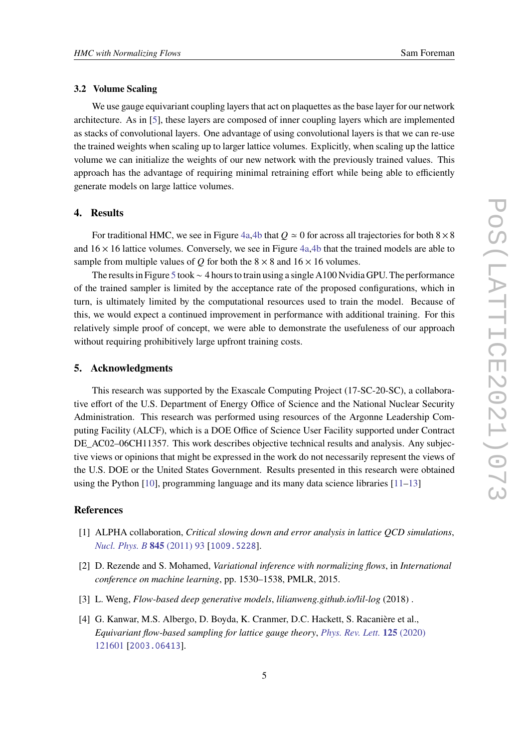### 3.2 Volume Scaling

We use gauge equivariant coupling layers that act on plaquettes as the base layer for our network architecture. As in [5], these layers are composed of inner coupling layers which are implemented as stacks of convolutional layers. One advantage of using convolutional layers is that we can re-use the trained weights when scaling up to larger lattice volumes. Explicitly, when scaling up the lattice volume we can initialize the weights of our new network with the previously trained values. This approach has the advantage of requiring minimal retraining effort while being able to efficiently generate models on large lattice volumes.

## 4. Results

For traditional HMC, we see in Figure 4a,4b that $Q \simeq 0$ for across all trajectories for both $8 \times 8$ and $16 \times 16$ lattice volumes. Conversely, we see in Figure 4a,4b that the trained models are able to sample from multiple values of $Q$ for both the $8 \times 8$ and $16 \times 16$ volumes.

The results in Figure 5 took $\sim$ 4 hours to train using a single A100 Nvidia GPU. The performance of the trained sampler is limited by the acceptance rate of the proposed configurations, which in turn, is ultimately limited by the computational resources used to train the model. Because of this, we would expect a continued improvement in performance with additional training. For this relatively simple proof of concept, we were able to demonstrate the usefuleness of our approach without requiring prohibitively large upfront training costs.

## 5. Acknowledgments

This research was supported by the Exascale Computing Project (17-SC-20-SC), a collaborative effort of the U.S. Department of Energy Office of Science and the National Nuclear Security Administration. This research was performed using resources of the Argonne Leadership Computing Facility (ALCF), which is a DOE Office of Science User Facility supported under Contract DE_AC02–06CH11357. This work describes objective technical results and analysis. Any subjective views or opinions that might be expressed in the work do not necessarily represent the views of the U.S. DOE or the United States Government. Results presented in this research were obtained using the Python [10], programming language and its many data science libraries [11–13]

## References

[1] ALPHA collaboration, *Critical slowing down and error analysis in lattice QCD simulations*, *Nucl. Phys. B* **845** (2011) 93 [1009.5228].

[2] D. Rezende and S. Mohamed, *Variational inference with normalizing flows*, in *International conference on machine learning*, pp. 1530–1538, PMLR, 2015.

[3] L. Weng, *Flow-based deep generative models*, *lilianweng.github.io/lil-log* (2018) .

[4] G. Kanwar, M.S. Albergo, D. Boyda, K. Cranmer, D.C. Hackett, S. Racanière et al., *Equivariant flow-based sampling for lattice gauge theory*, *Phys. Rev. Lett.* **125** (2020) 121601 [2003.06413].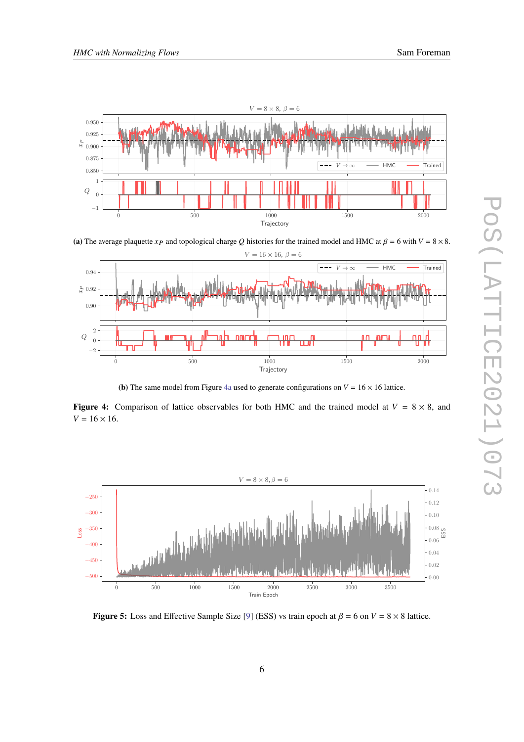**(a)** The average plaquette $x_P$ and topological charge $Q$ histories for the trained model and HMC at $\beta = 6$ with $V = 8 \times 8$.

**(b)** The same model from Figure 4a used to generate configurations on $V = 16 \times 16$ lattice.

**Figure 4:** Comparison of lattice observables for both HMC and the trained model at $V = 8 \times 8$, and $V = 16 \times 16$.

**Figure 5:** Loss and Effective Sample Size [9] (ESS) vs train epoch at $\beta = 6$ on $V = 8 \times 8$ lattice.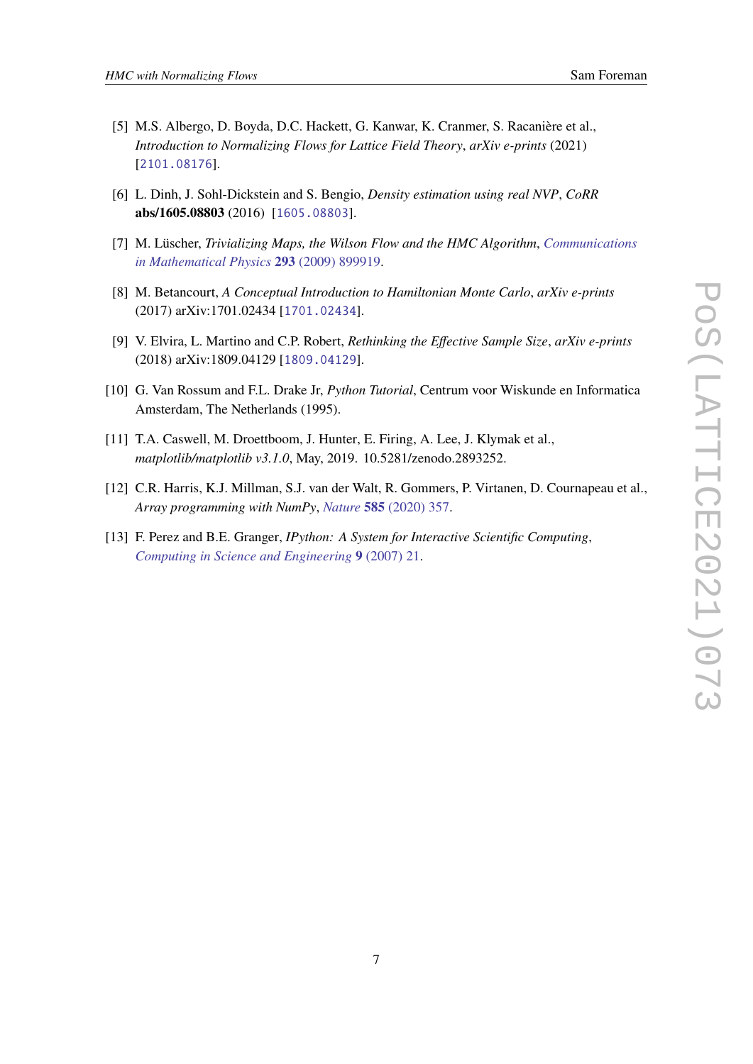[5] M.S. Albergo, D. Boyda, D.C. Hackett, G. Kanwar, K. Cranmer, S. Racanière et al., *Introduction to Normalizing Flows for Lattice Field Theory*, *arXiv e-prints* (2021) [2101.08176].

[6] L. Dinh, J. Sohl-Dickstein and S. Bengio, *Density estimation using real NVP*, *CoRR* **abs/1605.08803** (2016) [1605.08803].

[7] M. Lüscher, *Trivializing Maps, the Wilson Flow and the HMC Algorithm*, *Communications in Mathematical Physics* **293** (2009) 899919.

[8] M. Betancourt, *A Conceptual Introduction to Hamiltonian Monte Carlo*, *arXiv e-prints* (2017) arXiv:1701.02434 [1701.02434].

[9] V. Elvira, L. Martino and C.P. Robert, *Rethinking the Effective Sample Size*, *arXiv e-prints* (2018) arXiv:1809.04129 [1809.04129].

[10] G. Van Rossum and F.L. Drake Jr, *Python Tutorial*, Centrum voor Wiskunde en Informatica Amsterdam, The Netherlands (1995).

[11] T.A. Caswell, M. Droettboom, J. Hunter, E. Firing, A. Lee, J. Klymak et al., *matplotlib/matplotlib v3.1.0*, May, 2019. 10.5281/zenodo.2893252.

[12] C.R. Harris, K.J. Millman, S.J. van der Walt, R. Gommers, P. Virtanen, D. Cournapeau et al., *Array programming with NumPy*, *Nature* **585** (2020) 357.

[13] F. Perez and B.E. Granger, *IPython: A System for Interactive Scientific Computing*, *Computing in Science and Engineering* **9** (2007) 21.